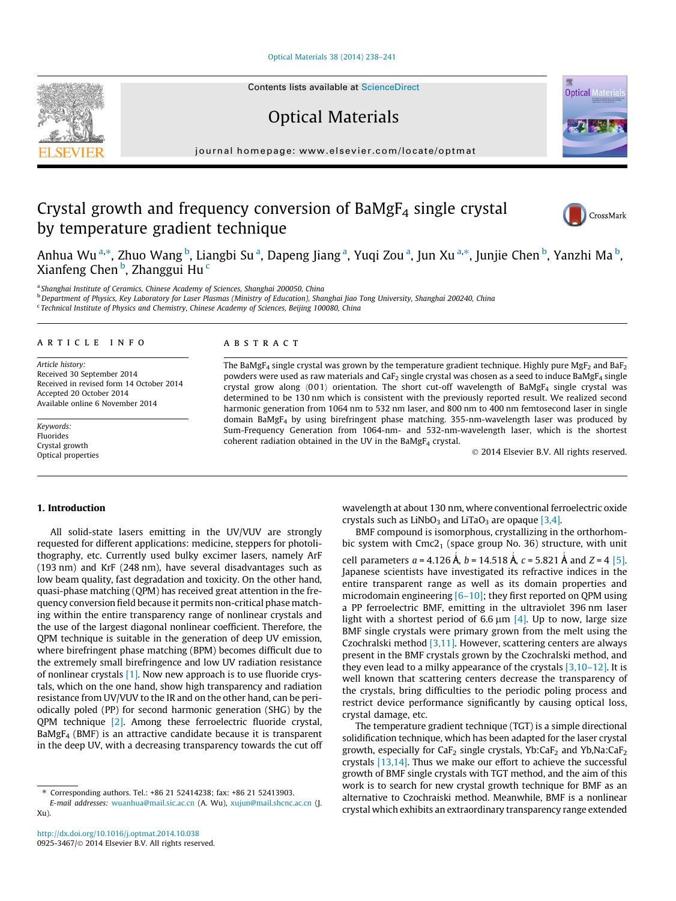# Crystal growth and frequency conversion of $BaMgF_4$ single crystal by temperature gradient technique

Anhua Wu [a,*], Zhuo Wang [b], Liangbi Su [a], Dapeng Jiang [a], Yuqi Zou [a], Jun Xu [a,*], Junjie Chen [b], Yanzhi Ma [b], Xianfeng Chen [b], Zhanggui Hu [c]

[a] Shanghai Institute of Ceramics, Chinese Academy of Sciences, Shanghai 200050, China

[b] Department of Physics, Key Laboratory for Laser Plasmas (Ministry of Education), Shanghai Jiao Tong University, Shanghai 200240, China

[c] Technical Institute of Physics and Chemistry, Chinese Academy of Sciences, Beijing 100080, China

**ARTICLE INFO**

*Article history:*
Received 30 September 2014
Received in revised form 14 October 2014
Accepted 20 October 2014
Available online 6 November 2014

*Keywords:*
Fluorides
Crystal growth
Optical properties

**ABSTRACT**

The $BaMgF_4$ single crystal was grown by the temperature gradient technique. Highly pure $MgF_2$ and $BaF_2$ powders were used as raw materials and $CaF_2$ single crystal was chosen as a seed to induce $BaMgF_4$ single crystal grow along ⟨001⟩ orientation. The short cut-off wavelength of $BaMgF_4$ single crystal was determined to be 130 nm which is consistent with the previously reported result. We realized second harmonic generation from 1064 nm to 532 nm laser, and 800 nm to 400 nm femtosecond laser in single domain $BaMgF_4$ by using birefringent phase matching. 355-nm-wavelength laser was produced by Sum-Frequency Generation from 1064-nm- and 532-nm-wavelength laser, which is the shortest coherent radiation obtained in the UV in the $BaMgF_4$ crystal.

© 2014 Elsevier B.V. All rights reserved.

## 1. Introduction

All solid-state lasers emitting in the UV/VUV are strongly requested for different applications: medicine, steppers for photolithography, etc. Currently used bulky excimer lasers, namely ArF (193 nm) and KrF (248 nm), have several disadvantages such as low beam quality, fast degradation and toxicity. On the other hand, quasi-phase matching (QPM) has received great attention in the frequency conversion field because it permits non-critical phase matching within the entire transparency range of nonlinear crystals and the use of the largest diagonal nonlinear coefficient. Therefore, the QPM technique is suitable in the generation of deep UV emission, where birefringent phase matching (BPM) becomes difficult due to the extremely small birefringence and low UV radiation resistance of nonlinear crystals [1]. Now new approach is to use fluoride crystals, which on the one hand, show high transparency and radiation resistance from UV/VUV to the IR and on the other hand, can be periodically poled (PP) for second harmonic generation (SHG) by the QPM technique [2]. Among these ferroelectric fluoride crystal, $BaMgF_4$ (BMF) is an attractive candidate because it is transparent in the deep UV, with a decreasing transparency towards the cut off wavelength at about 130 nm, where conventional ferroelectric oxide crystals such as $LiNbO_3$ and $LiTaO_3$ are opaque [3,4].

BMF compound is isomorphous, crystallizing in the orthorhombic system with $Cmc2_1$ (space group No. 36) structure, with unit cell parameters $a = 4.126$ Å, $b = 14.518$ Å, $c = 5.821$ Å and $Z = 4$ [5]. Japanese scientists have investigated its refractive indices in the entire transparent range as well as its domain properties and microdomain engineering [6–10]; they first reported on QPM using a PP ferroelectric BMF, emitting in the ultraviolet 396 nm laser light with a shortest period of 6.6 μm [4]. Up to now, large size BMF single crystals were primary grown from the melt using the Czochralski method [3,11]. However, scattering centers are always present in the BMF crystals grown by the Czochralski method, and they even lead to a milky appearance of the crystals [3,10–12]. It is well known that scattering centers decrease the transparency of the crystals, bring difficulties to the periodic poling process and restrict device performance significantly by causing optical loss, crystal damage, etc.

The temperature gradient technique (TGT) is a simple directional solidification technique, which has been adapted for the laser crystal growth, especially for $CaF_2$ single crystals, $Yb:CaF_2$ and $Yb,Na:CaF_2$ crystals [13,14]. Thus we make our effort to achieve the successful growth of BMF single crystals with TGT method, and the aim of this work is to search for new crystal growth technique for BMF as an alternative to Czochraiski method. Meanwhile, BMF is a nonlinear crystal which exhibits an extraordinary transparency range extended

\* Corresponding authors. Tel.: +86 21 52414238; fax: +86 21 52413903.
*E-mail addresses:* wuanhua@mail.sic.ac.cn (A. Wu), xujun@mail.shcnc.ac.cn (J. Xu).

http://dx.doi.org/10.1016/j.optmat.2014.10.038
0925-3467/© 2014 Elsevier B.V. All rights reserved.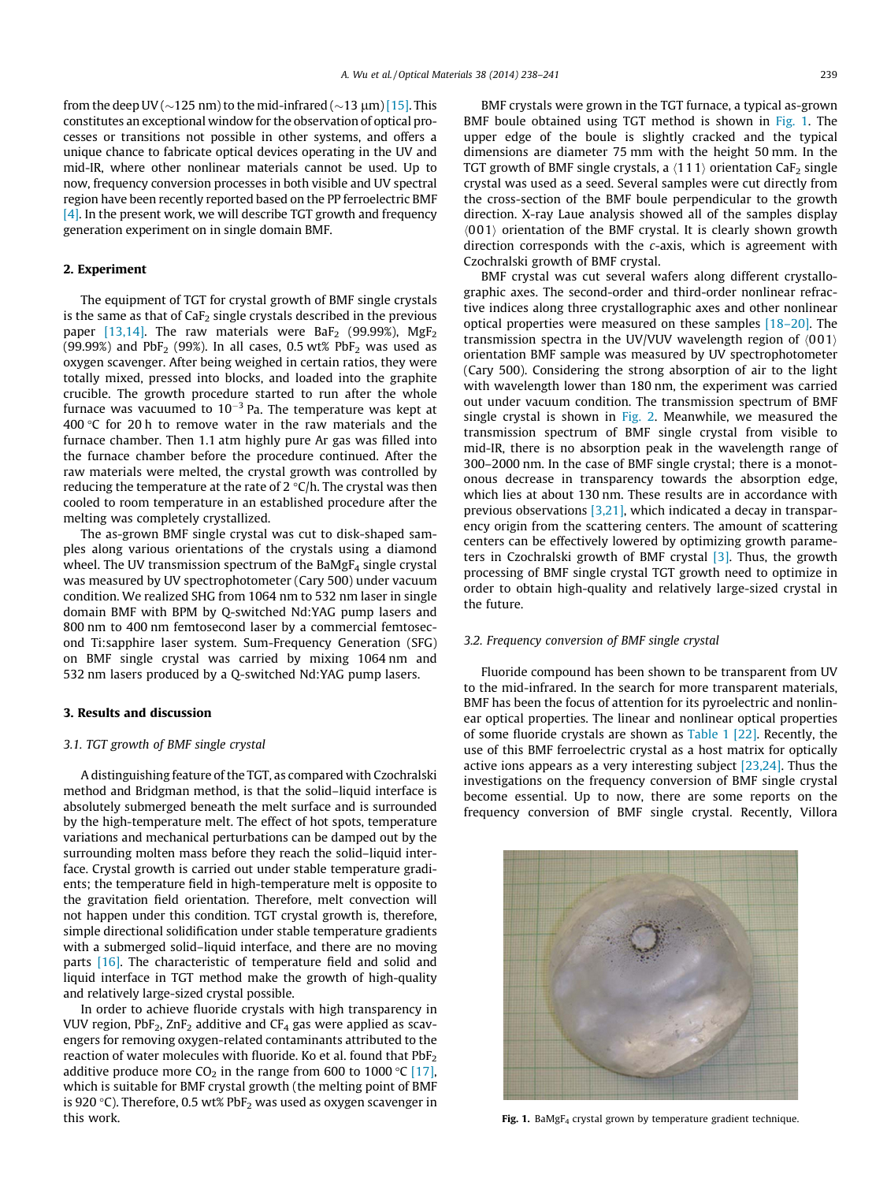from the deep UV (~125 nm) to the mid-infrared (~13 μm) [15]. This constitutes an exceptional window for the observation of optical processes or transitions not possible in other systems, and offers a unique chance to fabricate optical devices operating in the UV and mid-IR, where other nonlinear materials cannot be used. Up to now, frequency conversion processes in both visible and UV spectral region have been recently reported based on the PP ferroelectric BMF [4]. In the present work, we will describe TGT growth and frequency generation experiment on in single domain BMF.

## 2. Experiment

The equipment of TGT for crystal growth of BMF single crystals is the same as that of $CaF_2$ single crystals described in the previous paper [13,14]. The raw materials were $BaF_2$ (99.99%), $MgF_2$ (99.99%) and $PbF_2$ (99%). In all cases, 0.5 wt% $PbF_2$ was used as oxygen scavenger. After being weighed in certain ratios, they were totally mixed, pressed into blocks, and loaded into the graphite crucible. The growth procedure started to run after the whole furnace was vacuumed to $10^{-3}$ Pa. The temperature was kept at 400 °C for 20 h to remove water in the raw materials and the furnace chamber. Then 1.1 atm highly pure Ar gas was filled into the furnace chamber before the procedure continued. After the raw materials were melted, the crystal growth was controlled by reducing the temperature at the rate of 2 °C/h. The crystal was then cooled to room temperature in an established procedure after the melting was completely crystallized.

The as-grown BMF single crystal was cut to disk-shaped samples along various orientations of the crystals using a diamond wheel. The UV transmission spectrum of the $BaMgF_4$ single crystal was measured by UV spectrophotometer (Cary 500) under vacuum condition. We realized SHG from 1064 nm to 532 nm laser in single domain BMF with BPM by Q-switched Nd:YAG pump lasers and 800 nm to 400 nm femtosecond laser by a commercial femtosecond Ti:sapphire laser system. Sum-Frequency Generation (SFG) on BMF single crystal was carried by mixing 1064 nm and 532 nm lasers produced by a Q-switched Nd:YAG pump lasers.

## 3. Results and discussion

### 3.1. TGT growth of BMF single crystal

A distinguishing feature of the TGT, as compared with Czochralski method and Bridgman method, is that the solid–liquid interface is absolutely submerged beneath the melt surface and is surrounded by the high-temperature melt. The effect of hot spots, temperature variations and mechanical perturbations can be damped out by the surrounding molten mass before they reach the solid–liquid interface. Crystal growth is carried out under stable temperature gradients; the temperature field in high-temperature melt is opposite to the gravitation field orientation. Therefore, melt convection will not happen under this condition. TGT crystal growth is, therefore, simple directional solidification under stable temperature gradients with a submerged solid–liquid interface, and there are no moving parts [16]. The characteristic of temperature field and solid and liquid interface in TGT method make the growth of high-quality and relatively large-sized crystal possible.

In order to achieve fluoride crystals with high transparency in VUV region, $PbF_2$, $ZnF_2$ additive and $CF_4$ gas were applied as scavengers for removing oxygen-related contaminants attributed to the reaction of water molecules with fluoride. Ko et al. found that $PbF_2$ additive produce more $CO_2$ in the range from 600 to 1000 °C [17], which is suitable for BMF crystal growth (the melting point of BMF is 920 °C). Therefore, 0.5 wt% $PbF_2$ was used as oxygen scavenger in this work.

BMF crystals were grown in the TGT furnace, a typical as-grown BMF boule obtained using TGT method is shown in Fig. 1. The upper edge of the boule is slightly cracked and the typical dimensions are diameter 75 mm with the height 50 mm. In the TGT growth of BMF single crystals, a ⟨1 1 1⟩ orientation $CaF_2$ single crystal was used as a seed. Several samples were cut directly from the cross-section of the BMF boule perpendicular to the growth direction. X-ray Laue analysis showed all of the samples display ⟨0 0 1⟩ orientation of the BMF crystal. It is clearly shown growth direction corresponds with the *c*-axis, which is agreement with Czochralski growth of BMF crystal.

BMF crystal was cut several wafers along different crystallographic axes. The second-order and third-order nonlinear refractive indices along three crystallographic axes and other nonlinear optical properties were measured on these samples [18–20]. The transmission spectra in the UV/VUV wavelength region of ⟨0 0 1⟩ orientation BMF sample was measured by UV spectrophotometer (Cary 500). Considering the strong absorption of air to the light with wavelength lower than 180 nm, the experiment was carried out under vacuum condition. The transmission spectrum of BMF single crystal is shown in Fig. 2. Meanwhile, we measured the transmission spectrum of BMF single crystal from visible to mid-IR, there is no absorption peak in the wavelength range of 300–2000 nm. In the case of BMF single crystal; there is a monotonous decrease in transparency towards the absorption edge, which lies at about 130 nm. These results are in accordance with previous observations [3,21], which indicated a decay in transparency origin from the scattering centers. The amount of scattering centers can be effectively lowered by optimizing growth parameters in Czochralski growth of BMF crystal [3]. Thus, the growth processing of BMF single crystal TGT growth need to optimize in order to obtain high-quality and relatively large-sized crystal in the future.

### 3.2. Frequency conversion of BMF single crystal

Fluoride compound has been shown to be transparent from UV to the mid-infrared. In the search for more transparent materials, BMF has been the focus of attention for its pyroelectric and nonlinear optical properties. The linear and nonlinear optical properties of some fluoride crystals are shown as Table 1 [22]. Recently, the use of this BMF ferroelectric crystal as a host matrix for optically active ions appears as a very interesting subject [23,24]. Thus the investigations on the frequency conversion of BMF single crystal become essential. Up to now, there are some reports on the frequency conversion of BMF single crystal. Recently, Villora

**Fig. 1.** $BaMgF_4$ crystal grown by temperature gradient technique.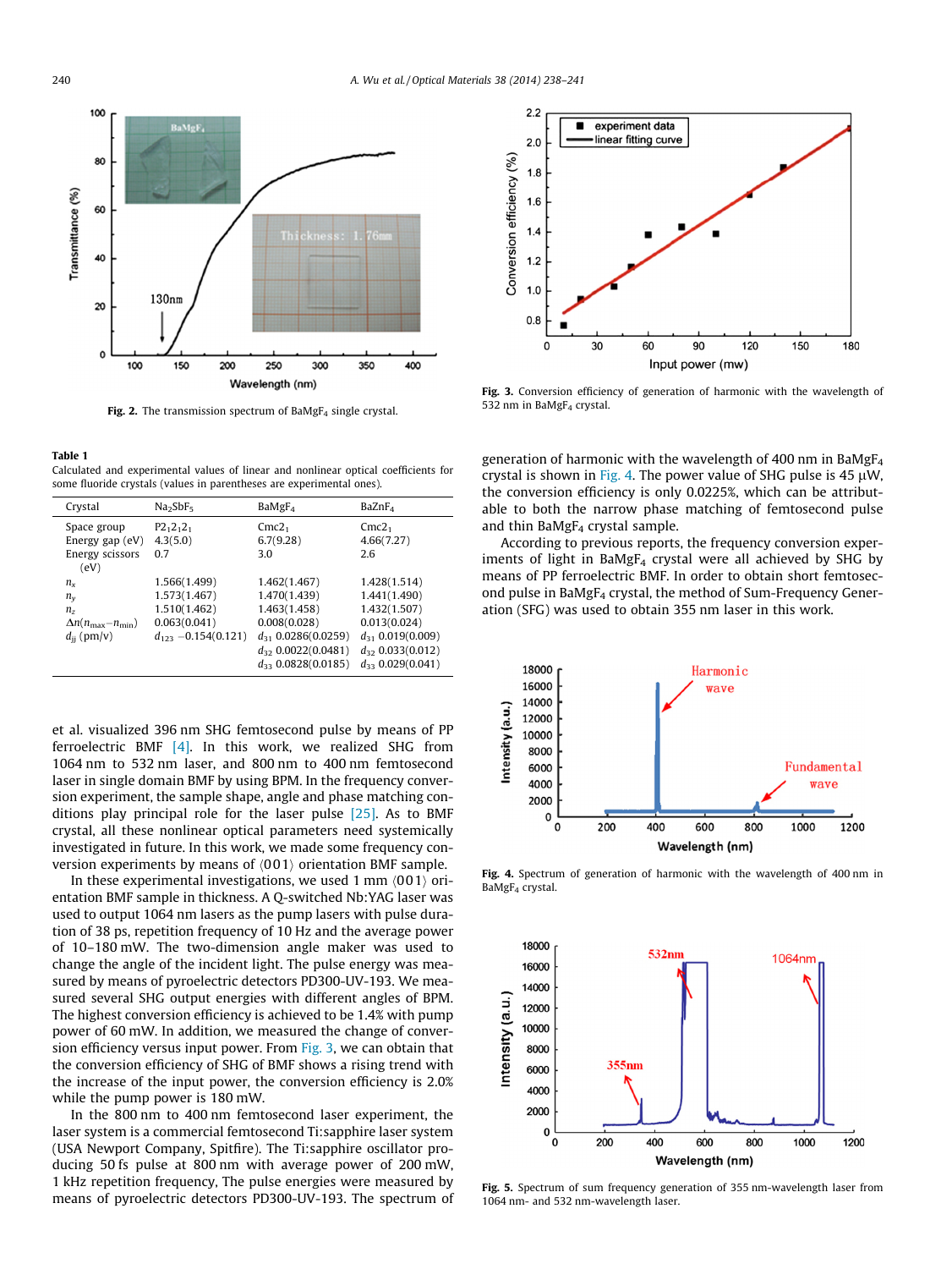Fig. 2. The transmission spectrum of $BaMgF_4$ single crystal.

Fig. 3. Conversion efficiency of generation of harmonic with the wavelength of 532 nm in $BaMgF_4$ crystal.

**Table 1**
Calculated and experimental values of linear and nonlinear optical coefficients for some fluoride crystals (values in parentheses are experimental ones).

| Crystal | $Na_2SbF_5$ | $BaMgF_4$ | $BaZnF_4$ |
|---|---|---|---|
| Space group | $P2_12_12_1$ | $Cmc2_1$ | $Cmc2_1$ |
| Energy gap (eV) | 4.3(5.0) | 6.7(9.28) | 4.66(7.27) |
| Energy scissors (eV) | 0.7 | 3.0 | 2.6 |
| $n_x$ | 1.566(1.499) | 1.462(1.467) | 1.428(1.514) |
| $n_y$ | 1.573(1.467) | 1.470(1.439) | 1.441(1.490) |
| $n_z$ | 1.510(1.462) | 1.463(1.458) | 1.432(1.507) |
| $\Delta n(n_{max}-n_{min})$ | 0.063(0.041) | 0.008(0.028) | 0.013(0.024) |
| $d_{ij}$ (pm/v) | $d_{123}$ −0.154(0.121) | $d_{31}$ 0.0286(0.0259) | $d_{31}$ 0.019(0.009) |
| | | $d_{32}$ 0.0022(0.0481) | $d_{32}$ 0.033(0.012) |
| | | $d_{33}$ 0.0828(0.0185) | $d_{33}$ 0.029(0.041) |

et al. visualized 396 nm SHG femtosecond pulse by means of PP ferroelectric BMF [4]. In this work, we realized SHG from 1064 nm to 532 nm laser, and 800 nm to 400 nm femtosecond laser in single domain BMF by using BPM. In the frequency conversion experiment, the sample shape, angle and phase matching conditions play principal role for the laser pulse [25]. As to BMF crystal, all these nonlinear optical parameters need systemically investigated in future. In this work, we made some frequency conversion experiments by means of ⟨001⟩ orientation BMF sample.

In these experimental investigations, we used 1 mm ⟨001⟩ orientation BMF sample in thickness. A Q-switched Nb:YAG laser was used to output 1064 nm lasers as the pump lasers with pulse duration of 38 ps, repetition frequency of 10 Hz and the average power of 10–180 mW. The two-dimension angle maker was used to change the angle of the incident light. The pulse energy was measured by means of pyroelectric detectors PD300-UV-193. We measured several SHG output energies with different angles of BPM. The highest conversion efficiency is achieved to be 1.4% with pump power of 60 mW. In addition, we measured the change of conversion efficiency versus input power. From Fig. 3, we can obtain that the conversion efficiency of SHG of BMF shows a rising trend with the increase of the input power, the conversion efficiency is 2.0% while the pump power is 180 mW.

In the 800 nm to 400 nm femtosecond laser experiment, the laser system is a commercial femtosecond Ti:sapphire laser system (USA Newport Company, Spitfire). The Ti:sapphire oscillator producing 50 fs pulse at 800 nm with average power of 200 mW, 1 kHz repetition frequency, The pulse energies were measured by means of pyroelectric detectors PD300-UV-193. The spectrum of generation of harmonic with the wavelength of 400 nm in $BaMgF_4$ crystal is shown in Fig. 4. The power value of SHG pulse is 45 μW, the conversion efficiency is only 0.0225%, which can be attributable to both the narrow phase matching of femtosecond pulse and thin $BaMgF_4$ crystal sample.

According to previous reports, the frequency conversion experiments of light in $BaMgF_4$ crystal were all achieved by SHG by means of PP ferroelectric BMF. In order to obtain short femtosecond pulse in $BaMgF_4$ crystal, the method of Sum-Frequency Generation (SFG) was used to obtain 355 nm laser in this work.

Fig. 4. Spectrum of generation of harmonic with the wavelength of 400 nm in $BaMgF_4$ crystal.

Fig. 5. Spectrum of sum frequency generation of 355 nm-wavelength laser from 1064 nm- and 532 nm-wavelength laser.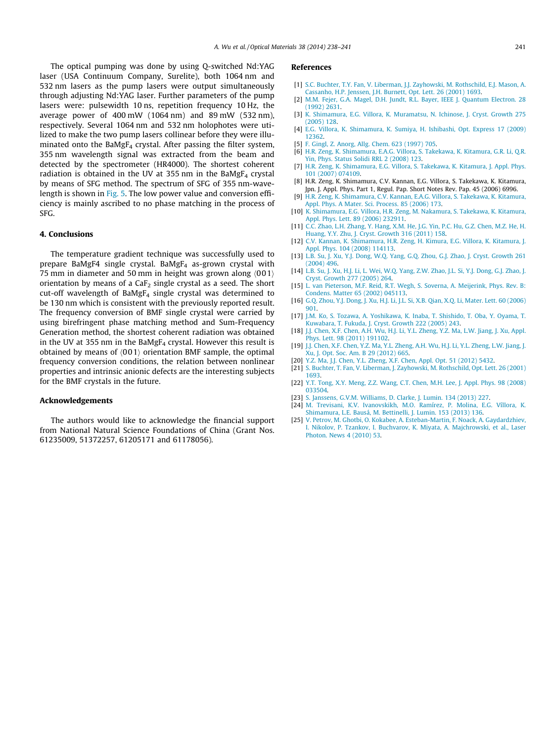The optical pumping was done by using Q-switched Nd:YAG laser (USA Continuum Company, Surelite), both 1064 nm and 532 nm lasers as the pump lasers were output simultaneously through adjusting Nd:YAG laser. Further parameters of the pump lasers were: pulsewidth 10 ns, repetition frequency 10 Hz, the average power of 400 mW (1064 nm) and 89 mW (532 nm), respectively. Several 1064 nm and 532 nm holophotes were utilized to make the two pump lasers collinear before they were illuminated onto the $BaMgF_4$ crystal. After passing the filter system, 355 nm wavelength signal was extracted from the beam and detected by the spectrometer (HR4000). The shortest coherent radiation is obtained in the UV at 355 nm in the $BaMgF_4$ crystal by means of SFG method. The spectrum of SFG of 355 nm-wavelength is shown in Fig. 5. The low power value and conversion efficiency is mainly ascribed to no phase matching in the process of SFG.

## 4. Conclusions

The temperature gradient technique was successfully used to prepare BaMgF4 single crystal. $BaMgF_4$ as-grown crystal with 75 mm in diameter and 50 mm in height was grown along $\langle 001 \rangle$ orientation by means of a $CaF_2$ single crystal as a seed. The short cut-off wavelength of $BaMgF_4$ single crystal was determined to be 130 nm which is consistent with the previously reported result. The frequency conversion of BMF single crystal were carried by using birefringent phase matching method and Sum-Frequency Generation method, the shortest coherent radiation was obtained in the UV at 355 nm in the $BaMgF_4$ crystal. However this result is obtained by means of $\langle 001 \rangle$ orientation BMF sample, the optimal frequency conversion conditions, the relation between nonlinear properties and intrinsic anionic defects are the interesting subjects for the BMF crystals in the future.

## Acknowledgements

The authors would like to acknowledge the financial support from National Natural Science Foundations of China (Grant Nos. 61235009, 51372257, 61205171 and 61178056).

## References

[1] S.C. Buchter, T.Y. Fan, V. Liberman, J.J. Zayhowski, M. Rothschild, E.J. Mason, A. Cassanho, H.P. Jenssen, J.H. Burnett, Opt. Lett. 26 (2001) 1693.

[2] M.M. Fejer, G.A. Magel, D.H. Jundt, R.L. Bayer, IEEE J. Quantum Electron. 28 (1992) 2631.

[3] K. Shimamura, E.G. Villora, K. Muramatsu, N. Ichinose, J. Cryst. Growth 275 (2005) 128.

[4] E.G. Villora, K. Shimamura, K. Sumiya, H. Ishibashi, Opt. Express 17 (2009) 12362.

[5] F. Gingl, Z. Anorg. Allg. Chem. 623 (1997) 705.

[6] H.R. Zeng, K. Shimamura, E.A.G. Villora, S. Takekawa, K. Kitamura, G.R. Li, Q.R. Yin, Phys. Status Solidi RRL 2 (2008) 123.

[7] H.R. Zeng, K. Shimamura, E.G. Villora, S. Takekawa, K. Kitamura, J. Appl. Phys. 101 (2007) 074109.

[8] H.R. Zeng, K. Shimamura, C.V. Kannan, E.G. Villora, S. Takekawa, K. Kitamura, Jpn. J. Appl. Phys. Part 1, Regul. Pap. Short Notes Rev. Pap. 45 (2006) 6996.

[9] H.R. Zeng, K. Shimamura, C.V. Kannan, E.A.G. Villora, S. Takekawa, K. Kitamura, Appl. Phys. A Mater. Sci. Process. 85 (2006) 173.

[10] K. Shimamura, E.G. Villora, H.R. Zeng, M. Nakamura, S. Takekawa, K. Kitamura, Appl. Phys. Lett. 89 (2006) 232911.

[11] C.C. Zhao, L.H. Zhang, Y. Hang, X.M. He, J.G. Yin, P.C. Hu, G.Z. Chen, M.Z. He, H. Huang, Y.Y. Zhu, J. Cryst. Growth 316 (2011) 158.

[12] C.V. Kannan, K. Shimamura, H.R. Zeng, H. Kimura, E.G. Villora, K. Kitamura, J. Appl. Phys. 104 (2008) 114113.

[13] L.B. Su, J. Xu, Y.J. Dong, W.Q. Yang, G.Q. Zhou, G.J. Zhao, J. Cryst. Growth 261 (2004) 496.

[14] L.B. Su, J. Xu, H.J. Li, L. Wei, W.Q. Yang, Z.W. Zhao, J.L. Si, Y.J. Dong, G.J. Zhao, J. Cryst. Growth 277 (2005) 264.

[15] L. van Pieterson, M.F. Reid, R.T. Wegh, S. Soverna, A. Meijerink, Phys. Rev. B: Condens. Matter 65 (2002) 045113.

[16] G.Q. Zhou, Y.J. Dong, J. Xu, H.J. Li, J.L. Si, X.B. Qian, X.Q. Li, Mater. Lett. 60 (2006) 901.

[17] J.M. Ko, S. Tozawa, A. Yoshikawa, K. Inaba, T. Shishido, T. Oba, Y. Oyama, T. Kuwabara, T. Fukuda, J. Cryst. Growth 222 (2005) 243.

[18] J.J. Chen, X.F. Chen, A.H. Wu, H.J. Li, Y.L. Zheng, Y.Z. Ma, L.W. Jiang, J. Xu, Appl. Phys. Lett. 98 (2011) 191102.

[19] J.J. Chen, X.F. Chen, Y.Z. Ma, Y.L. Zheng, A.H. Wu, H.J. Li, Y.L. Zheng, L.W. Jiang, J. Xu, J. Opt. Soc. Am. B 29 (2012) 665.

[20] Y.Z. Ma, J.J. Chen, Y.L. Zheng, X.F. Chen, Appl. Opt. 51 (2012) 5432.

[21] S. Buchter, T. Fan, V. Liberman, J. Zayhowski, M. Rothschild, Opt. Lett. 26 (2001) 1693.

[22] Y.T. Tong, X.Y. Meng, Z.Z. Wang, C.T. Chen, M.H. Lee, J. Appl. Phys. 98 (2008) 033504.

[23] S. Janssens, G.V.M. Williams, D. Clarke, J. Lumin. 134 (2013) 227.

[24] M. Trevisani, K.V. Ivanovskikh, M.O. Ramírez, P. Molina, E.G. Víllora, K. Shimamura, L.E. Bausá, M. Bettinelli, J. Lumin. 153 (2013) 136.

[25] V. Petrov, M. Ghotbi, O. Kokabee, A. Esteban-Martin, F. Noack, A. Gaydardzhiev, I. Nikolov, P. Tzankov, I. Buchvarov, K. Miyata, A. Majchrowski, et al., Laser Photon. News 4 (2010) 53.